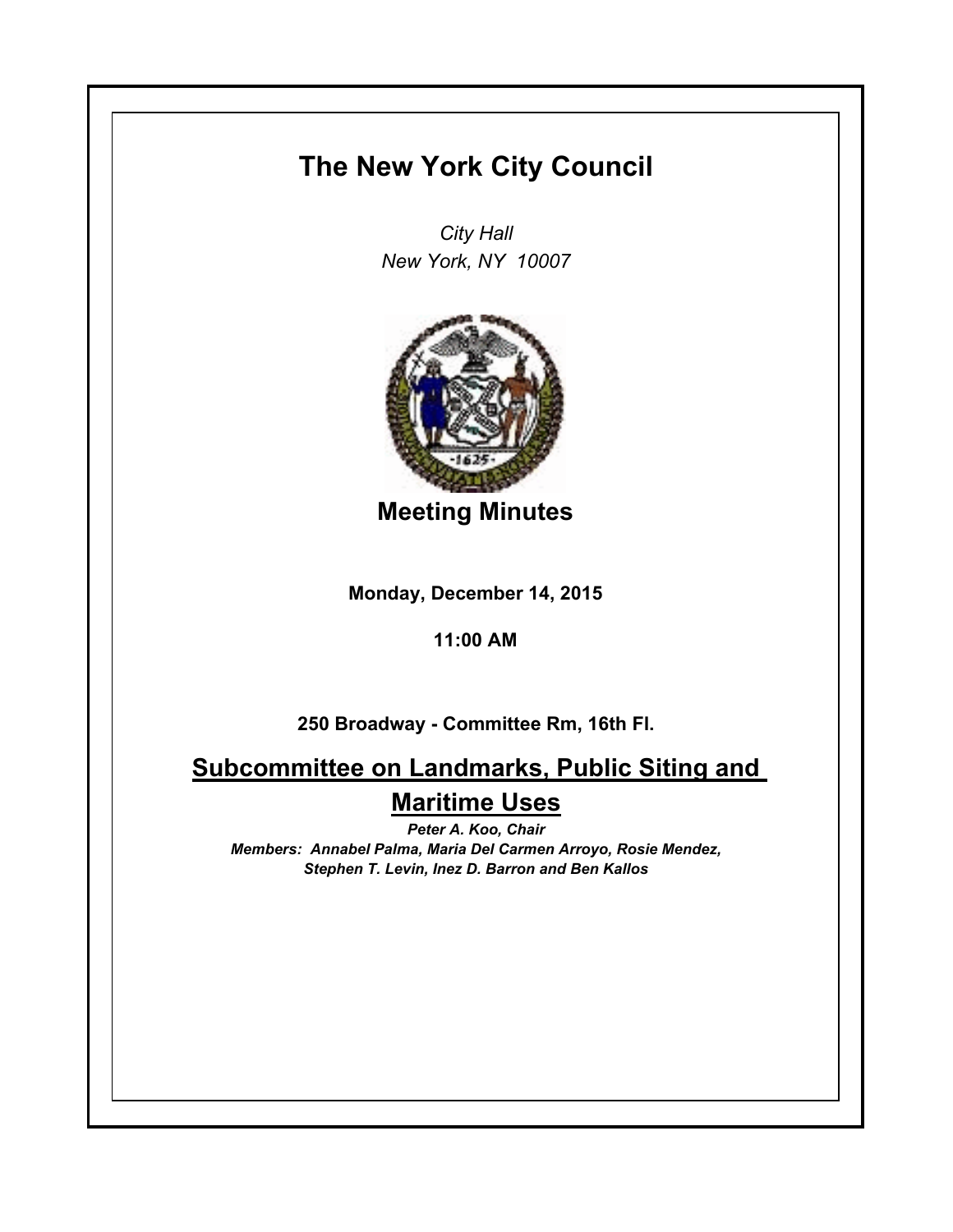# The New York City Council

*City Hall*
*New York, NY 10007*

## Meeting Minutes

**Monday, December 14, 2015**

**11:00 AM**

**250 Broadway - Committee Rm, 16th Fl.**

## Subcommittee on Landmarks, Public Siting and Maritime Uses

***Peter A. Koo, Chair***
***Members: Annabel Palma, Maria Del Carmen Arroyo, Rosie Mendez, Stephen T. Levin, Inez D. Barron and Ben Kallos***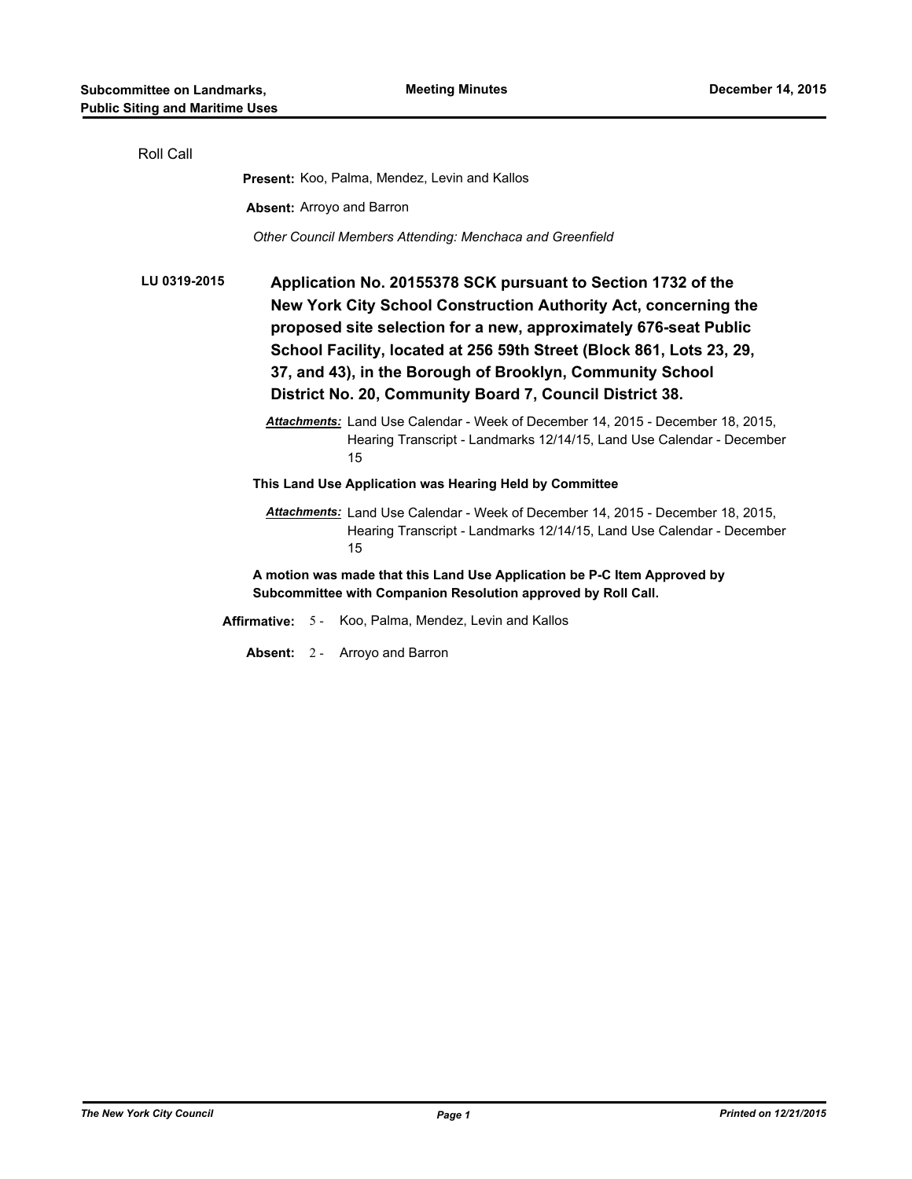Roll Call

**Present:** Koo, Palma, Mendez, Levin and Kallos

**Absent:** Arroyo and Barron

*Other Council Members Attending: Menchaca and Greenfield*

**LU 0319-2015** **Application No. 20155378 SCK pursuant to Section 1732 of the New York City School Construction Authority Act, concerning the proposed site selection for a new, approximately 676-seat Public School Facility, located at 256 59th Street (Block 861, Lots 23, 29, 37, and 43), in the Borough of Brooklyn, Community School District No. 20, Community Board 7, Council District 38.**

***Attachments:*** Land Use Calendar - Week of December 14, 2015 - December 18, 2015, Hearing Transcript - Landmarks 12/14/15, Land Use Calendar - December 15

**This Land Use Application was Hearing Held by Committee**

***Attachments:*** Land Use Calendar - Week of December 14, 2015 - December 18, 2015, Hearing Transcript - Landmarks 12/14/15, Land Use Calendar - December 15

**A motion was made that this Land Use Application be P-C Item Approved by Subcommittee with Companion Resolution approved by Roll Call.**

**Affirmative:** 5 - Koo, Palma, Mendez, Levin and Kallos

**Absent:** 2 - Arroyo and Barron